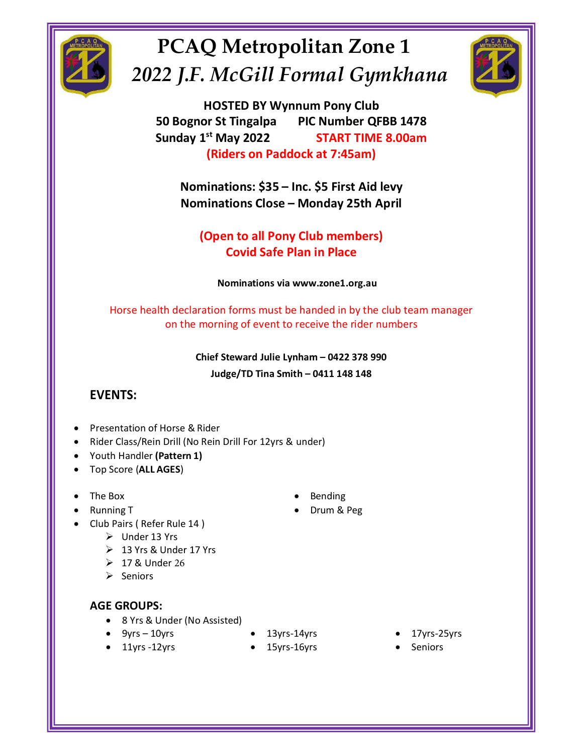# PCAQ Metropolitan Zone 1

## *2022 J.F. McGill Formal Gymkhana*

**HOSTED BY Wynnum Pony Club**

**50 Bognor St Tingalpa PIC Number QFBB 1478**

**Sunday 1st May 2022 START TIME 8.00am**

**(Riders on Paddock at 7:45am)**

**Nominations: $35 – Inc. $5 First Aid levy**

**Nominations Close – Monday 25th April**

**(Open to all Pony Club members)**

**Covid Safe Plan in Place**

**Nominations via www.zone1.org.au**

Horse health declaration forms must be handed in by the club team manager on the morning of event to receive the rider numbers

**Chief Steward Julie Lynham – 0422 378 990**

**Judge/TD Tina Smith – 0411 148 148**

### EVENTS:

- Presentation of Horse & Rider
- Rider Class/Rein Drill (No Rein Drill For 12yrs & under)
- Youth Handler **(Pattern 1)**
- Top Score (**ALL AGES**)

- The Box
- Running T
- Club Pairs ( Refer Rule 14 )
  - Under 13 Yrs
  - 13 Yrs & Under 17 Yrs
  - 17 & Under 26
  - Seniors
- Bending
- Drum & Peg

### AGE GROUPS:

- 8 Yrs & Under (No Assisted)
- 9yrs – 10yrs
- 11yrs -12yrs
- 13yrs-14yrs
- 15yrs-16yrs
- 17yrs-25yrs
- Seniors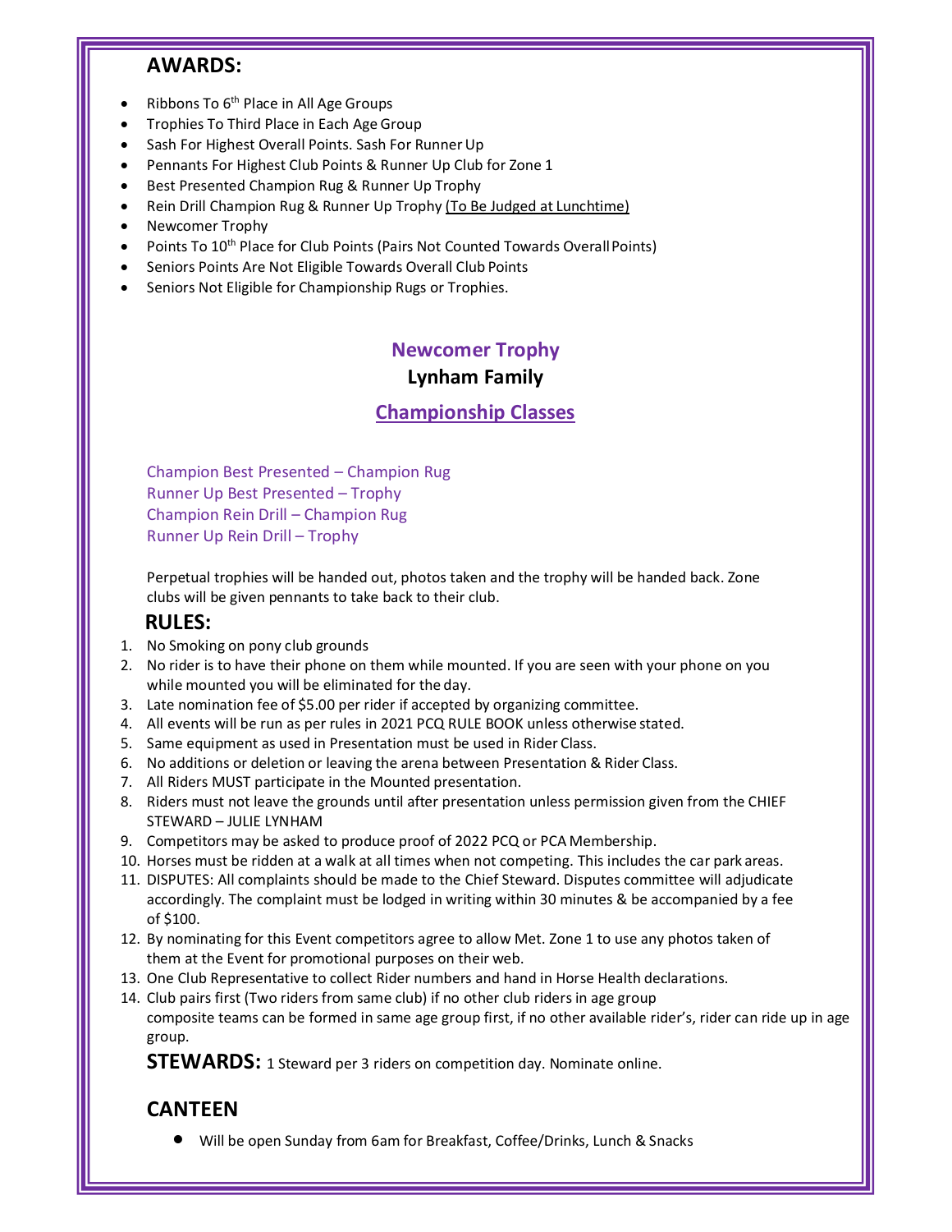## AWARDS:

- Ribbons To 6th Place in All Age Groups
- Trophies To Third Place in Each Age Group
- Sash For Highest Overall Points. Sash For Runner Up
- Pennants For Highest Club Points & Runner Up Club for Zone 1
- Best Presented Champion Rug & Runner Up Trophy
- Rein Drill Champion Rug & Runner Up Trophy (To Be Judged at Lunchtime)
- Newcomer Trophy
- Points To 10th Place for Club Points (Pairs Not Counted Towards Overall Points)
- Seniors Points Are Not Eligible Towards Overall Club Points
- Seniors Not Eligible for Championship Rugs or Trophies.

### Newcomer Trophy

**Lynham Family**

### Championship Classes

Champion Best Presented – Champion Rug
Runner Up Best Presented – Trophy
Champion Rein Drill – Champion Rug
Runner Up Rein Drill – Trophy

Perpetual trophies will be handed out, photos taken and the trophy will be handed back. Zone clubs will be given pennants to take back to their club.

## RULES:

1. No Smoking on pony club grounds
2. No rider is to have their phone on them while mounted. If you are seen with your phone on you while mounted you will be eliminated for the day.
3. Late nomination fee of $5.00 per rider if accepted by organizing committee.
4. All events will be run as per rules in 2021 PCQ RULE BOOK unless otherwise stated.
5. Same equipment as used in Presentation must be used in Rider Class.
6. No additions or deletion or leaving the arena between Presentation & Rider Class.
7. All Riders MUST participate in the Mounted presentation.
8. Riders must not leave the grounds until after presentation unless permission given from the CHIEF STEWARD – JULIE LYNHAM
9. Competitors may be asked to produce proof of 2022 PCQ or PCA Membership.
10. Horses must be ridden at a walk at all times when not competing. This includes the car park areas.
11. DISPUTES: All complaints should be made to the Chief Steward. Disputes committee will adjudicate accordingly. The complaint must be lodged in writing within 30 minutes & be accompanied by a fee of $100.
12. By nominating for this Event competitors agree to allow Met. Zone 1 to use any photos taken of them at the Event for promotional purposes on their web.
13. One Club Representative to collect Rider numbers and hand in Horse Health declarations.
14. Club pairs first (Two riders from same club) if no other club riders in age group composite teams can be formed in same age group first, if no other available rider's, rider can ride up in age group.

**STEWARDS:** 1 Steward per 3 riders on competition day. Nominate online.

## CANTEEN

- Will be open Sunday from 6am for Breakfast, Coffee/Drinks, Lunch & Snacks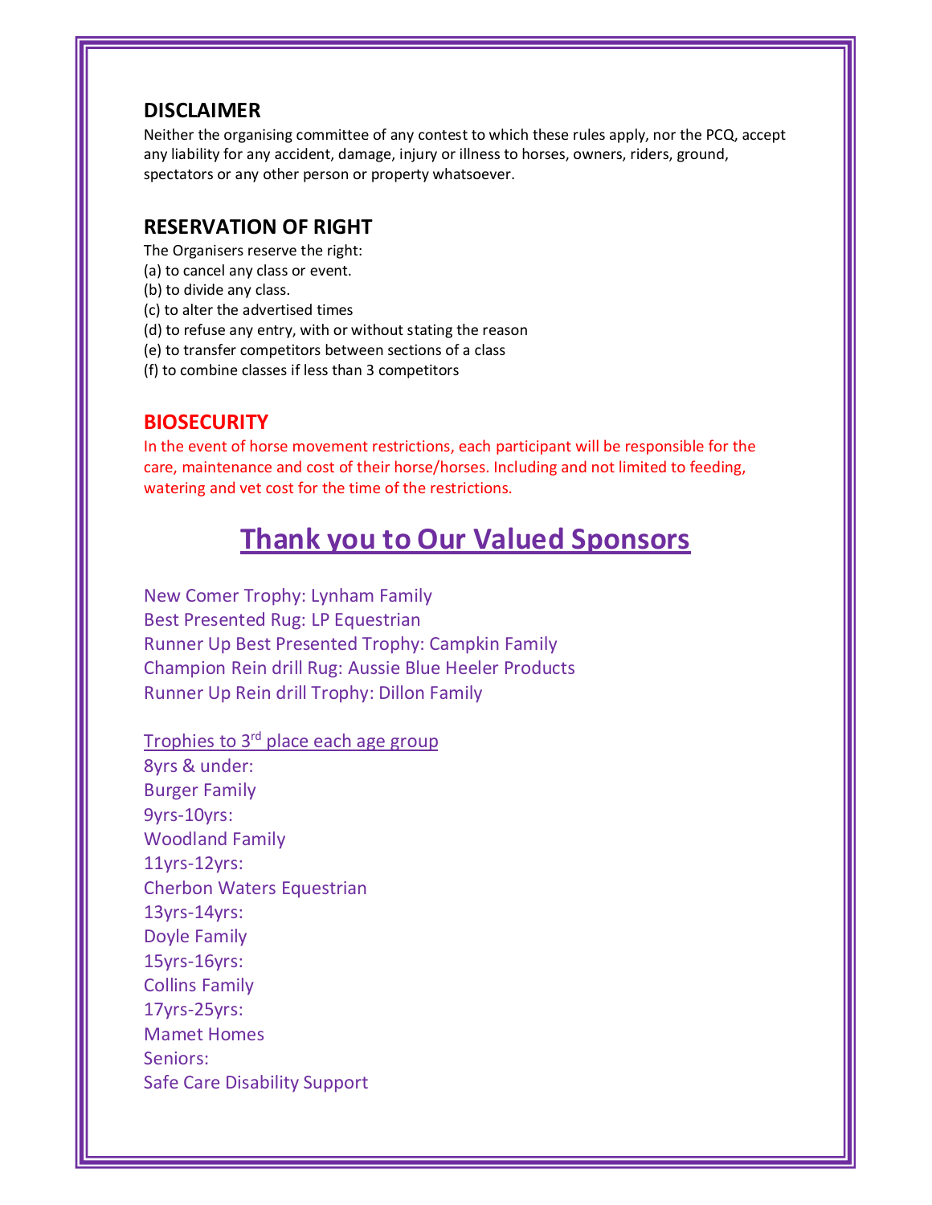## DISCLAIMER

Neither the organising committee of any contest to which these rules apply, nor the PCQ, accept any liability for any accident, damage, injury or illness to horses, owners, riders, ground, spectators or any other person or property whatsoever.

## RESERVATION OF RIGHT

The Organisers reserve the right:
(a) to cancel any class or event.
(b) to divide any class.
(c) to alter the advertised times
(d) to refuse any entry, with or without stating the reason
(e) to transfer competitors between sections of a class
(f) to combine classes if less than 3 competitors

## BIOSECURITY

In the event of horse movement restrictions, each participant will be responsible for the care, maintenance and cost of their horse/horses. Including and not limited to feeding, watering and vet cost for the time of the restrictions.

# Thank you to Our Valued Sponsors

New Comer Trophy: Lynham Family
Best Presented Rug: LP Equestrian
Runner Up Best Presented Trophy: Campkin Family
Champion Rein drill Rug: Aussie Blue Heeler Products
Runner Up Rein drill Trophy: Dillon Family

Trophies to 3rd place each age group
8yrs & under:
Burger Family
9yrs-10yrs:
Woodland Family
11yrs-12yrs:
Cherbon Waters Equestrian
13yrs-14yrs:
Doyle Family
15yrs-16yrs:
Collins Family
17yrs-25yrs:
Mamet Homes
Seniors:
Safe Care Disability Support